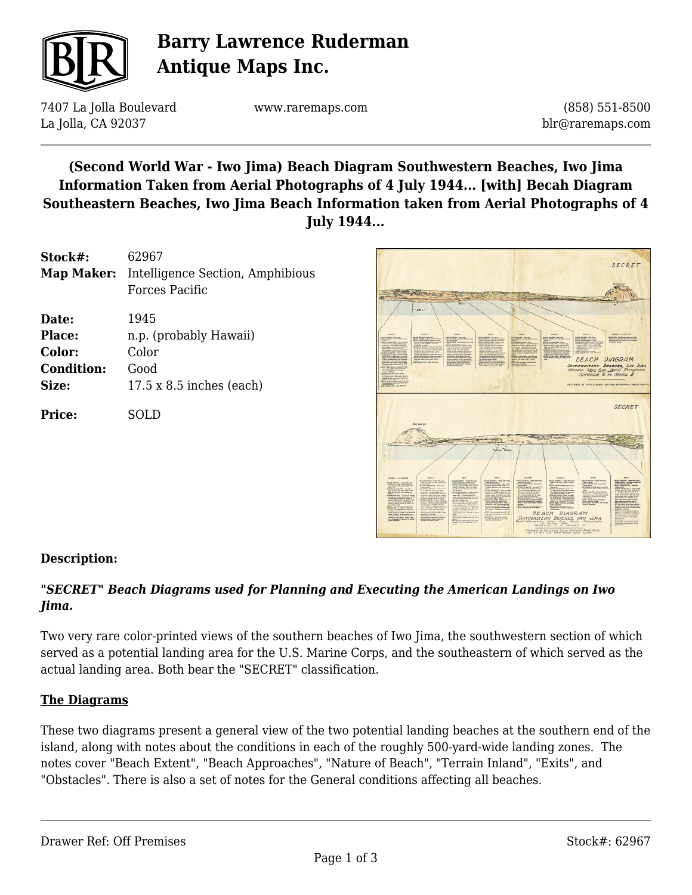# Barry Lawrence Ruderman Antique Maps Inc.

7407 La Jolla Boulevard
La Jolla, CA 92037

www.raremaps.com

(858) 551-8500
blr@raremaps.com

## (Second World War - Iwo Jima) Beach Diagram Southwestern Beaches, Iwo Jima Information Taken from Aerial Photographs of 4 July 1944... [with] Becah Diagram Southeastern Beaches, Iwo Jima Beach Information taken from Aerial Photographs of 4 July 1944...

**Stock#:** 62967
**Map Maker:** Intelligence Section, Amphibious Forces Pacific

**Date:** 1945
**Place:** n.p. (probably Hawaii)
**Color:** Color
**Condition:** Good
**Size:** 17.5 x 8.5 inches (each)

**Price:** SOLD

**Description:**

***"SECRET" Beach Diagrams used for Planning and Executing the American Landings on Iwo Jima.***

Two very rare color-printed views of the southern beaches of Iwo Jima, the southwestern section of which served as a potential landing area for the U.S. Marine Corps, and the southeastern of which served as the actual landing area. Both bear the "SECRET" classification.

**The Diagrams**

These two diagrams present a general view of the two potential landing beaches at the southern end of the island, along with notes about the conditions in each of the roughly 500-yard-wide landing zones. The notes cover "Beach Extent", "Beach Approaches", "Nature of Beach", "Terrain Inland", "Exits", and "Obstacles". There is also a set of notes for the General conditions affecting all beaches.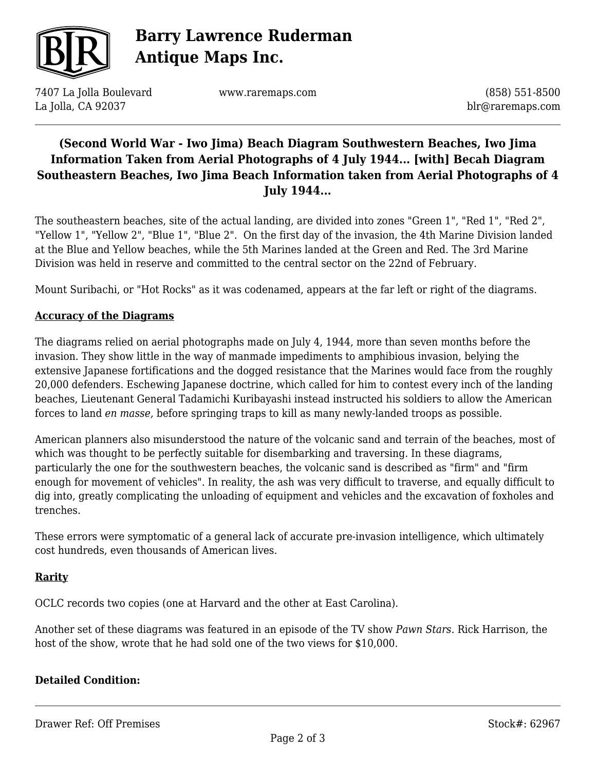# (Second World War - Iwo Jima) Beach Diagram Southwestern Beaches, Iwo Jima Information Taken from Aerial Photographs of 4 July 1944... [with] Becah Diagram Southeastern Beaches, Iwo Jima Beach Information taken from Aerial Photographs of 4 July 1944...

The southeastern beaches, site of the actual landing, are divided into zones "Green 1", "Red 1", "Red 2", "Yellow 1", "Yellow 2", "Blue 1", "Blue 2". On the first day of the invasion, the 4th Marine Division landed at the Blue and Yellow beaches, while the 5th Marines landed at the Green and Red. The 3rd Marine Division was held in reserve and committed to the central sector on the 22nd of February.

Mount Suribachi, or "Hot Rocks" as it was codenamed, appears at the far left or right of the diagrams.

**Accuracy of the Diagrams**

The diagrams relied on aerial photographs made on July 4, 1944, more than seven months before the invasion. They show little in the way of manmade impediments to amphibious invasion, belying the extensive Japanese fortifications and the dogged resistance that the Marines would face from the roughly 20,000 defenders. Eschewing Japanese doctrine, which called for him to contest every inch of the landing beaches, Lieutenant General Tadamichi Kuribayashi instead instructed his soldiers to allow the American forces to land *en masse,* before springing traps to kill as many newly-landed troops as possible.

American planners also misunderstood the nature of the volcanic sand and terrain of the beaches, most of which was thought to be perfectly suitable for disembarking and traversing. In these diagrams, particularly the one for the southwestern beaches, the volcanic sand is described as "firm" and "firm enough for movement of vehicles". In reality, the ash was very difficult to traverse, and equally difficult to dig into, greatly complicating the unloading of equipment and vehicles and the excavation of foxholes and trenches.

These errors were symptomatic of a general lack of accurate pre-invasion intelligence, which ultimately cost hundreds, even thousands of American lives.

**Rarity**

OCLC records two copies (one at Harvard and the other at East Carolina).

Another set of these diagrams was featured in an episode of the TV show *Pawn Stars.* Rick Harrison, the host of the show, wrote that he had sold one of the two views for $10,000.

**Detailed Condition:**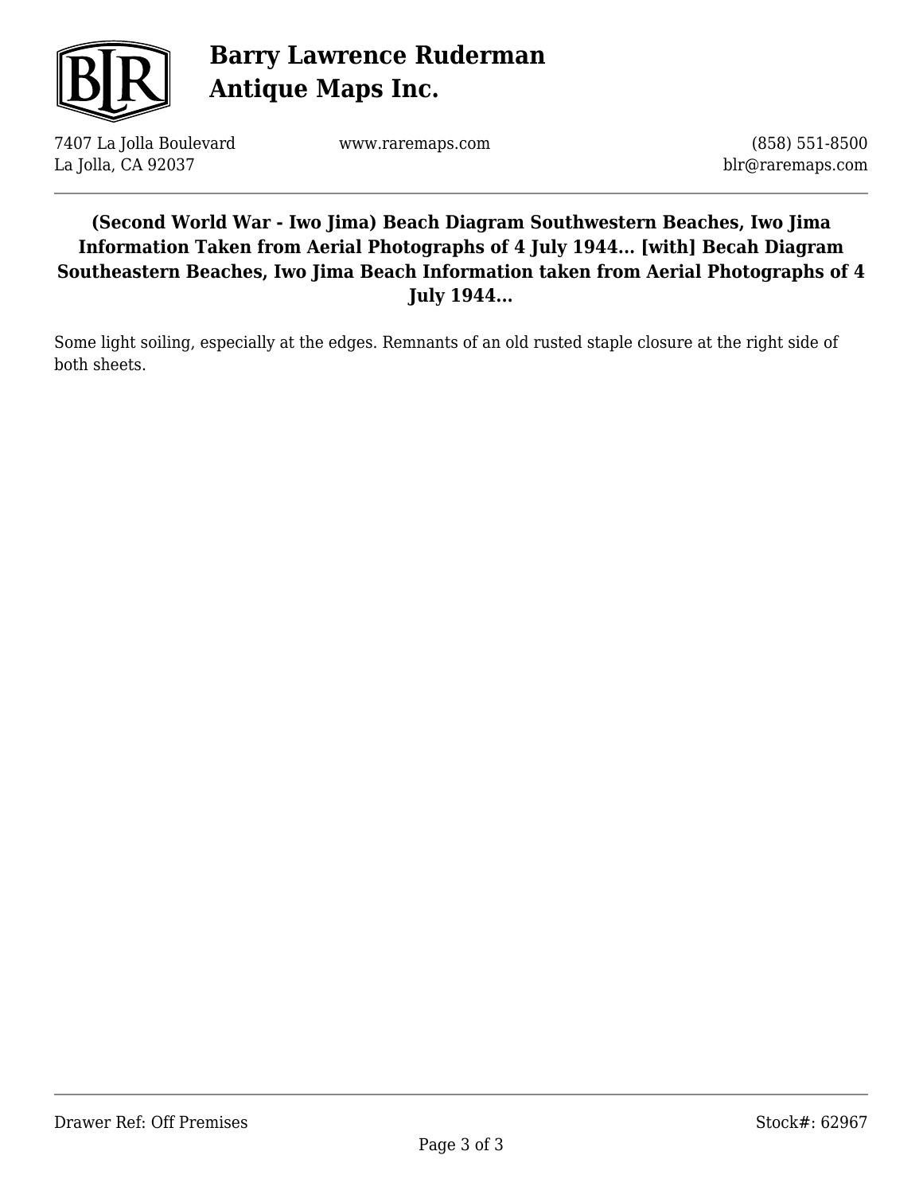**(Second World War - Iwo Jima) Beach Diagram Southwestern Beaches, Iwo Jima Information Taken from Aerial Photographs of 4 July 1944... [with] Becah Diagram Southeastern Beaches, Iwo Jima Beach Information taken from Aerial Photographs of 4 July 1944...**

Some light soiling, especially at the edges. Remnants of an old rusted staple closure at the right side of both sheets.